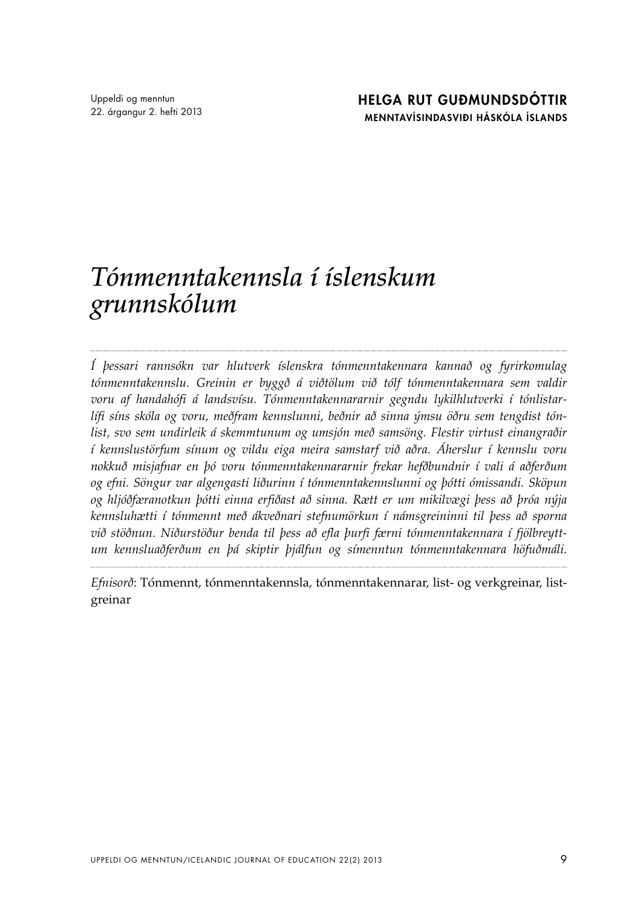Uppeldi og menntun
22. árgangur 2. hefti 2013

**HELGA RUT GUÐMUNDSDÓTTIR**
**MENNTAVÍSINDASVIÐI HÁSKÓLA ÍSLANDS**

# *Tónmenntakennsla í íslenskum grunnskólum*

*Í þessari rannsókn var hlutverk íslenskra tónmenntakennara kannað og fyrirkomulag tónmenntakennslu. Greinin er byggð á viðtölum við tólf tónmenntakennara sem valdir voru af handahófi á landsvísu. Tónmenntakennararnir gegndu lykilhlutverki í tónlistarlífi síns skóla og voru, meðfram kennslunni, beðnir að sinna ýmsu öðru sem tengdist tónlist, svo sem undirleik á skemmtunum og umsjón með samsöng. Flestir virtust einangraðir í kennslustörfum sínum og vildu eiga meira samstarf við aðra. Áherslur í kennslu voru nokkuð misjafnar en þó voru tónmenntakennararnir frekar hefðbundnir í vali á aðferðum og efni. Söngur var algengasti liðurinn í tónmenntakennslunni og þótti ómissandi. Sköpun og hljóðfæranotkun þótti einna erfiðast að sinna. Rætt er um mikilvægi þess að þróa nýja kennsluhætti í tónmennt með ákveðnari stefnumörkun í námsgreininni til þess að sporna við stöðnun. Niðurstöður benda til þess að efla þurfi færni tónmenntakennara í fjölbreyttum kennsluaðferðum en þá skiptir þjálfun og símenntun tónmenntakennara höfuðmáli.*

*Efnisorð*: Tónmennt, tónmenntakennsla, tónmenntakennarar, list- og verkgreinar, listgreinar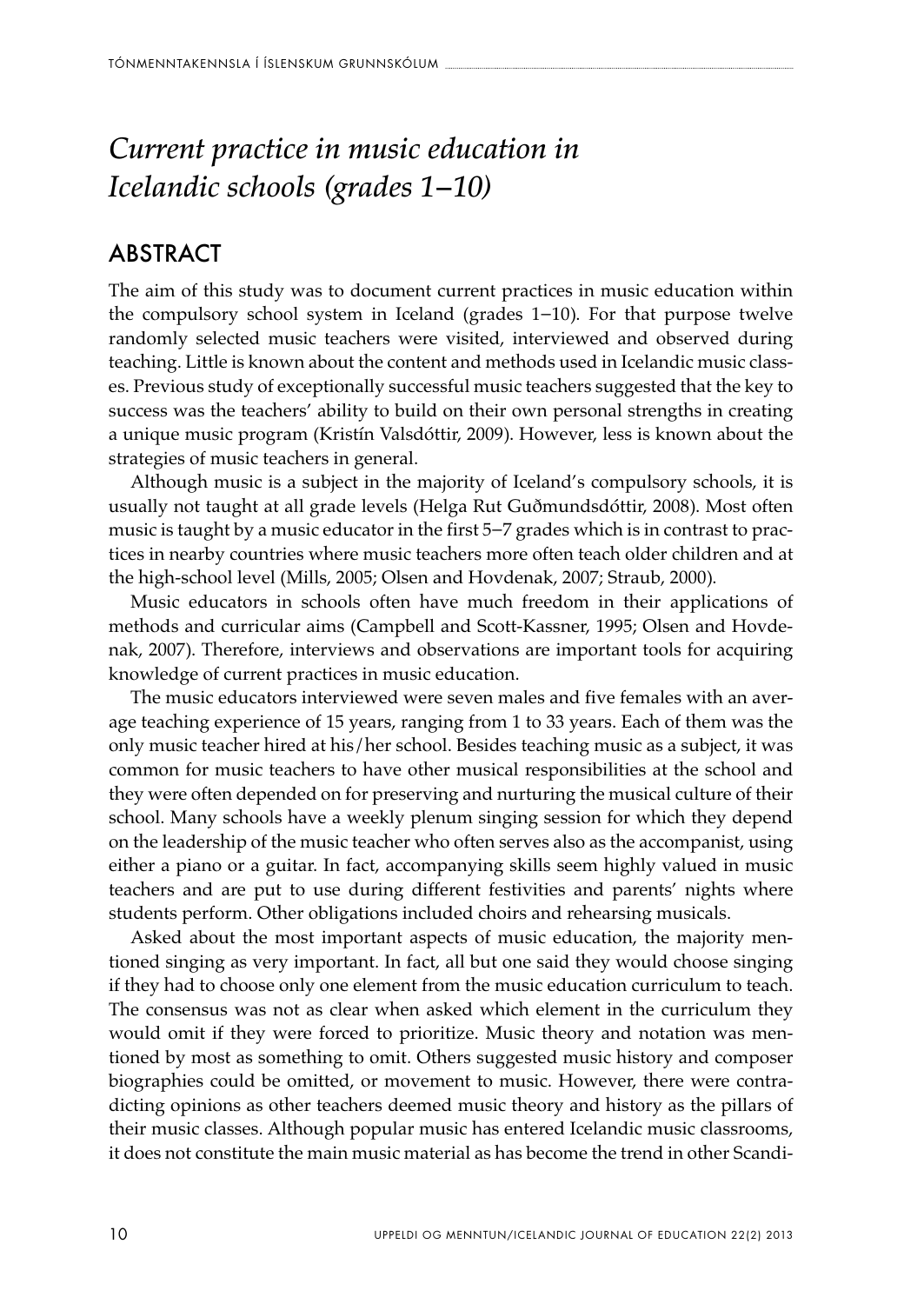# *Current practice in music education in Icelandic schools (grades 1–10)*

## ABSTRACT

The aim of this study was to document current practices in music education within the compulsory school system in Iceland (grades 1–10). For that purpose twelve randomly selected music teachers were visited, interviewed and observed during teaching. Little is known about the content and methods used in Icelandic music classes. Previous study of exceptionally successful music teachers suggested that the key to success was the teachers' ability to build on their own personal strengths in creating a unique music program (Kristín Valsdóttir, 2009). However, less is known about the strategies of music teachers in general.

Although music is a subject in the majority of Iceland's compulsory schools, it is usually not taught at all grade levels (Helga Rut Guðmundsdóttir, 2008). Most often music is taught by a music educator in the first 5–7 grades which is in contrast to practices in nearby countries where music teachers more often teach older children and at the high-school level (Mills, 2005; Olsen and Hovdenak, 2007; Straub, 2000).

Music educators in schools often have much freedom in their applications of methods and curricular aims (Campbell and Scott-Kassner, 1995; Olsen and Hovdenak, 2007). Therefore, interviews and observations are important tools for acquiring knowledge of current practices in music education.

The music educators interviewed were seven males and five females with an average teaching experience of 15 years, ranging from 1 to 33 years. Each of them was the only music teacher hired at his/her school. Besides teaching music as a subject, it was common for music teachers to have other musical responsibilities at the school and they were often depended on for preserving and nurturing the musical culture of their school. Many schools have a weekly plenum singing session for which they depend on the leadership of the music teacher who often serves also as the accompanist, using either a piano or a guitar. In fact, accompanying skills seem highly valued in music teachers and are put to use during different festivities and parents' nights where students perform. Other obligations included choirs and rehearsing musicals.

Asked about the most important aspects of music education, the majority mentioned singing as very important. In fact, all but one said they would choose singing if they had to choose only one element from the music education curriculum to teach. The consensus was not as clear when asked which element in the curriculum they would omit if they were forced to prioritize. Music theory and notation was mentioned by most as something to omit. Others suggested music history and composer biographies could be omitted, or movement to music. However, there were contradicting opinions as other teachers deemed music theory and history as the pillars of their music classes. Although popular music has entered Icelandic music classrooms, it does not constitute the main music material as has become the trend in other Scandi-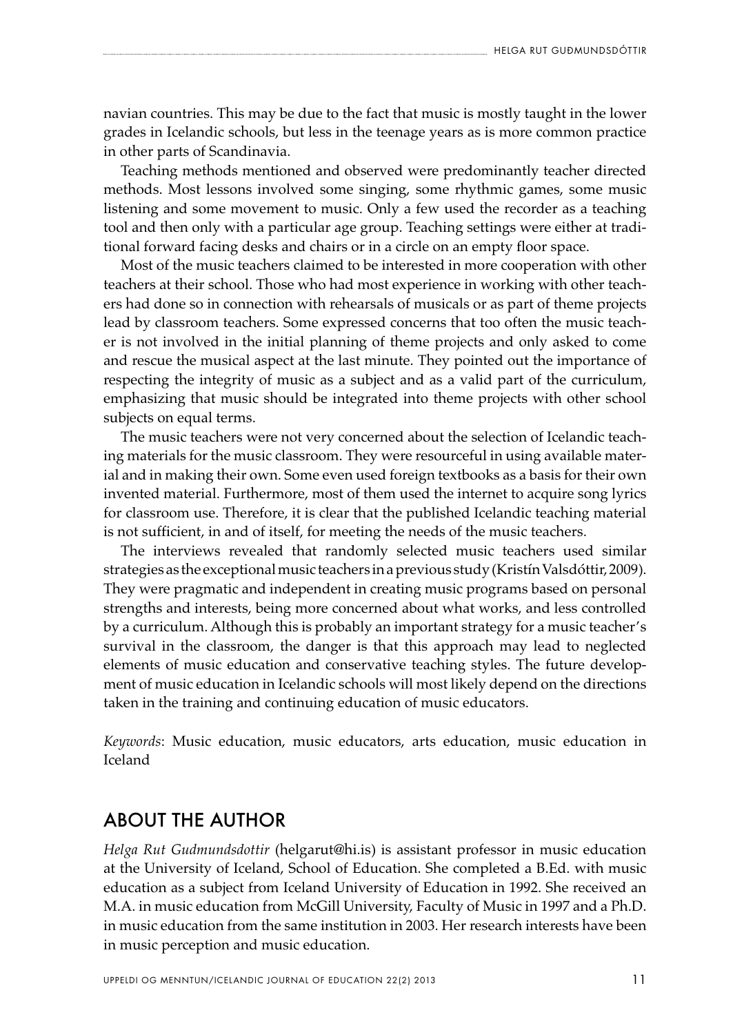navian countries. This may be due to the fact that music is mostly taught in the lower grades in Icelandic schools, but less in the teenage years as is more common practice in other parts of Scandinavia.

Teaching methods mentioned and observed were predominantly teacher directed methods. Most lessons involved some singing, some rhythmic games, some music listening and some movement to music. Only a few used the recorder as a teaching tool and then only with a particular age group. Teaching settings were either at traditional forward facing desks and chairs or in a circle on an empty floor space.

Most of the music teachers claimed to be interested in more cooperation with other teachers at their school. Those who had most experience in working with other teachers had done so in connection with rehearsals of musicals or as part of theme projects lead by classroom teachers. Some expressed concerns that too often the music teacher is not involved in the initial planning of theme projects and only asked to come and rescue the musical aspect at the last minute. They pointed out the importance of respecting the integrity of music as a subject and as a valid part of the curriculum, emphasizing that music should be integrated into theme projects with other school subjects on equal terms.

The music teachers were not very concerned about the selection of Icelandic teaching materials for the music classroom. They were resourceful in using available material and in making their own. Some even used foreign textbooks as a basis for their own invented material. Furthermore, most of them used the internet to acquire song lyrics for classroom use. Therefore, it is clear that the published Icelandic teaching material is not sufficient, in and of itself, for meeting the needs of the music teachers.

The interviews revealed that randomly selected music teachers used similar strategies as the exceptional music teachers in a previous study (Kristín Valsdóttir, 2009). They were pragmatic and independent in creating music programs based on personal strengths and interests, being more concerned about what works, and less controlled by a curriculum. Although this is probably an important strategy for a music teacher's survival in the classroom, the danger is that this approach may lead to neglected elements of music education and conservative teaching styles. The future development of music education in Icelandic schools will most likely depend on the directions taken in the training and continuing education of music educators.

*Keywords*: Music education, music educators, arts education, music education in Iceland

## ABOUT THE AUTHOR

*Helga Rut Gudmundsdottir* (helgarut@hi.is) is assistant professor in music education at the University of Iceland, School of Education. She completed a B.Ed. with music education as a subject from Iceland University of Education in 1992. She received an M.A. in music education from McGill University, Faculty of Music in 1997 and a Ph.D. in music education from the same institution in 2003. Her research interests have been in music perception and music education.